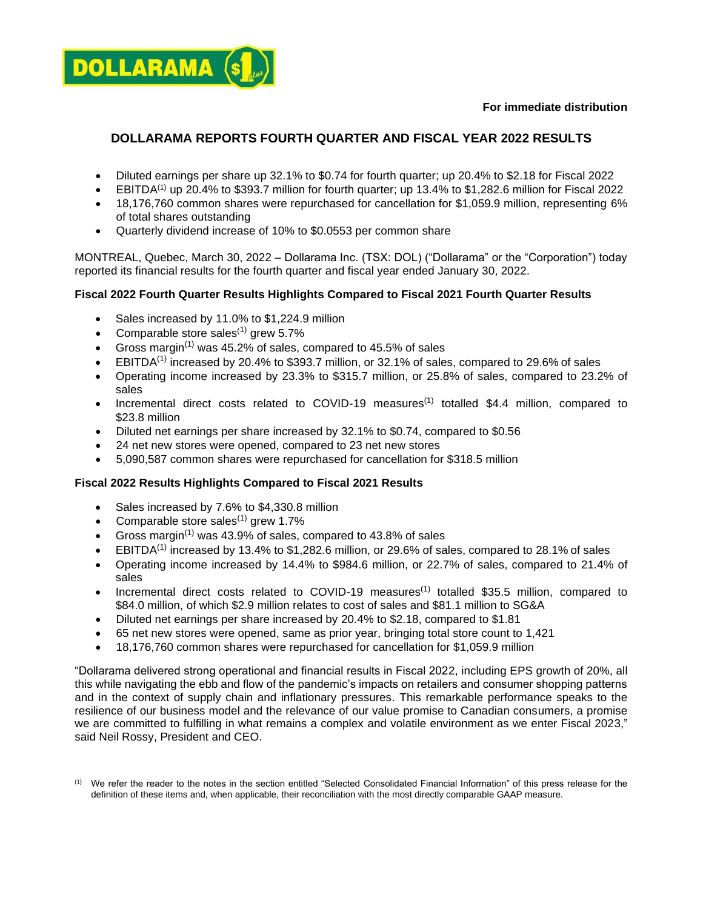DOLLARAMA

**For immediate distribution**

# DOLLARAMA REPORTS FOURTH QUARTER AND FISCAL YEAR 2022 RESULTS

- Diluted earnings per share up 32.1% to $0.74 for fourth quarter; up 20.4% to $2.18 for Fiscal 2022
- EBITDA[(1)] up 20.4% to $393.7 million for fourth quarter; up 13.4% to $1,282.6 million for Fiscal 2022
- 18,176,760 common shares were repurchased for cancellation for $1,059.9 million, representing 6% of total shares outstanding
- Quarterly dividend increase of 10% to $0.0553 per common share

MONTREAL, Quebec, March 30, 2022 – Dollarama Inc. (TSX: DOL) ("Dollarama" or the "Corporation") today reported its financial results for the fourth quarter and fiscal year ended January 30, 2022.

### Fiscal 2022 Fourth Quarter Results Highlights Compared to Fiscal 2021 Fourth Quarter Results

- Sales increased by 11.0% to $1,224.9 million
- Comparable store sales[(1)] grew 5.7%
- Gross margin[(1)] was 45.2% of sales, compared to 45.5% of sales
- EBITDA[(1)] increased by 20.4% to $393.7 million, or 32.1% of sales, compared to 29.6% of sales
- Operating income increased by 23.3% to $315.7 million, or 25.8% of sales, compared to 23.2% of sales
- Incremental direct costs related to COVID-19 measures[(1)] totalled $4.4 million, compared to $23.8 million
- Diluted net earnings per share increased by 32.1% to $0.74, compared to $0.56
- 24 net new stores were opened, compared to 23 net new stores
- 5,090,587 common shares were repurchased for cancellation for $318.5 million

### Fiscal 2022 Results Highlights Compared to Fiscal 2021 Results

- Sales increased by 7.6% to $4,330.8 million
- Comparable store sales[(1)] grew 1.7%
- Gross margin[(1)] was 43.9% of sales, compared to 43.8% of sales
- EBITDA[(1)] increased by 13.4% to $1,282.6 million, or 29.6% of sales, compared to 28.1% of sales
- Operating income increased by 14.4% to $984.6 million, or 22.7% of sales, compared to 21.4% of sales
- Incremental direct costs related to COVID-19 measures[(1)] totalled $35.5 million, compared to $84.0 million, of which $2.9 million relates to cost of sales and $81.1 million to SG&A
- Diluted net earnings per share increased by 20.4% to $2.18, compared to $1.81
- 65 net new stores were opened, same as prior year, bringing total store count to 1,421
- 18,176,760 common shares were repurchased for cancellation for $1,059.9 million

"Dollarama delivered strong operational and financial results in Fiscal 2022, including EPS growth of 20%, all this while navigating the ebb and flow of the pandemic's impacts on retailers and consumer shopping patterns and in the context of supply chain and inflationary pressures. This remarkable performance speaks to the resilience of our business model and the relevance of our value promise to Canadian consumers, a promise we are committed to fulfilling in what remains a complex and volatile environment as we enter Fiscal 2023," said Neil Rossy, President and CEO.

[(1)] We refer the reader to the notes in the section entitled "Selected Consolidated Financial Information" of this press release for the definition of these items and, when applicable, their reconciliation with the most directly comparable GAAP measure.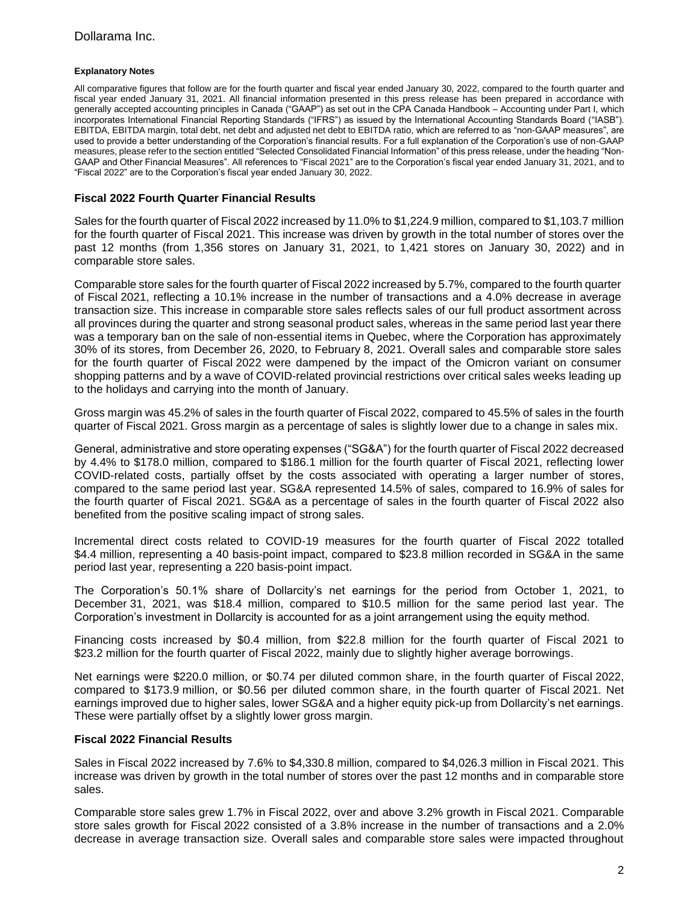**Explanatory Notes**

All comparative figures that follow are for the fourth quarter and fiscal year ended January 30, 2022, compared to the fourth quarter and fiscal year ended January 31, 2021. All financial information presented in this press release has been prepared in accordance with generally accepted accounting principles in Canada ("GAAP") as set out in the CPA Canada Handbook – Accounting under Part I, which incorporates International Financial Reporting Standards ("IFRS") as issued by the International Accounting Standards Board ("IASB"). EBITDA, EBITDA margin, total debt, net debt and adjusted net debt to EBITDA ratio, which are referred to as "non-GAAP measures", are used to provide a better understanding of the Corporation's financial results. For a full explanation of the Corporation's use of non-GAAP measures, please refer to the section entitled "Selected Consolidated Financial Information" of this press release, under the heading "Non-GAAP and Other Financial Measures". All references to "Fiscal 2021" are to the Corporation's fiscal year ended January 31, 2021, and to "Fiscal 2022" are to the Corporation's fiscal year ended January 30, 2022.

## Fiscal 2022 Fourth Quarter Financial Results

Sales for the fourth quarter of Fiscal 2022 increased by 11.0% to $1,224.9 million, compared to $1,103.7 million for the fourth quarter of Fiscal 2021. This increase was driven by growth in the total number of stores over the past 12 months (from 1,356 stores on January 31, 2021, to 1,421 stores on January 30, 2022) and in comparable store sales.

Comparable store sales for the fourth quarter of Fiscal 2022 increased by 5.7%, compared to the fourth quarter of Fiscal 2021, reflecting a 10.1% increase in the number of transactions and a 4.0% decrease in average transaction size. This increase in comparable store sales reflects sales of our full product assortment across all provinces during the quarter and strong seasonal product sales, whereas in the same period last year there was a temporary ban on the sale of non-essential items in Quebec, where the Corporation has approximately 30% of its stores, from December 26, 2020, to February 8, 2021. Overall sales and comparable store sales for the fourth quarter of Fiscal 2022 were dampened by the impact of the Omicron variant on consumer shopping patterns and by a wave of COVID-related provincial restrictions over critical sales weeks leading up to the holidays and carrying into the month of January.

Gross margin was 45.2% of sales in the fourth quarter of Fiscal 2022, compared to 45.5% of sales in the fourth quarter of Fiscal 2021. Gross margin as a percentage of sales is slightly lower due to a change in sales mix.

General, administrative and store operating expenses ("SG&A") for the fourth quarter of Fiscal 2022 decreased by 4.4% to $178.0 million, compared to $186.1 million for the fourth quarter of Fiscal 2021, reflecting lower COVID-related costs, partially offset by the costs associated with operating a larger number of stores, compared to the same period last year. SG&A represented 14.5% of sales, compared to 16.9% of sales for the fourth quarter of Fiscal 2021. SG&A as a percentage of sales in the fourth quarter of Fiscal 2022 also benefited from the positive scaling impact of strong sales.

Incremental direct costs related to COVID-19 measures for the fourth quarter of Fiscal 2022 totalled $4.4 million, representing a 40 basis-point impact, compared to $23.8 million recorded in SG&A in the same period last year, representing a 220 basis-point impact.

The Corporation's 50.1% share of Dollarcity's net earnings for the period from October 1, 2021, to December 31, 2021, was $18.4 million, compared to $10.5 million for the same period last year. The Corporation's investment in Dollarcity is accounted for as a joint arrangement using the equity method.

Financing costs increased by $0.4 million, from $22.8 million for the fourth quarter of Fiscal 2021 to $23.2 million for the fourth quarter of Fiscal 2022, mainly due to slightly higher average borrowings.

Net earnings were $220.0 million, or $0.74 per diluted common share, in the fourth quarter of Fiscal 2022, compared to $173.9 million, or $0.56 per diluted common share, in the fourth quarter of Fiscal 2021. Net earnings improved due to higher sales, lower SG&A and a higher equity pick-up from Dollarcity's net earnings. These were partially offset by a slightly lower gross margin.

## Fiscal 2022 Financial Results

Sales in Fiscal 2022 increased by 7.6% to $4,330.8 million, compared to $4,026.3 million in Fiscal 2021. This increase was driven by growth in the total number of stores over the past 12 months and in comparable store sales.

Comparable store sales grew 1.7% in Fiscal 2022, over and above 3.2% growth in Fiscal 2021. Comparable store sales growth for Fiscal 2022 consisted of a 3.8% increase in the number of transactions and a 2.0% decrease in average transaction size. Overall sales and comparable store sales were impacted throughout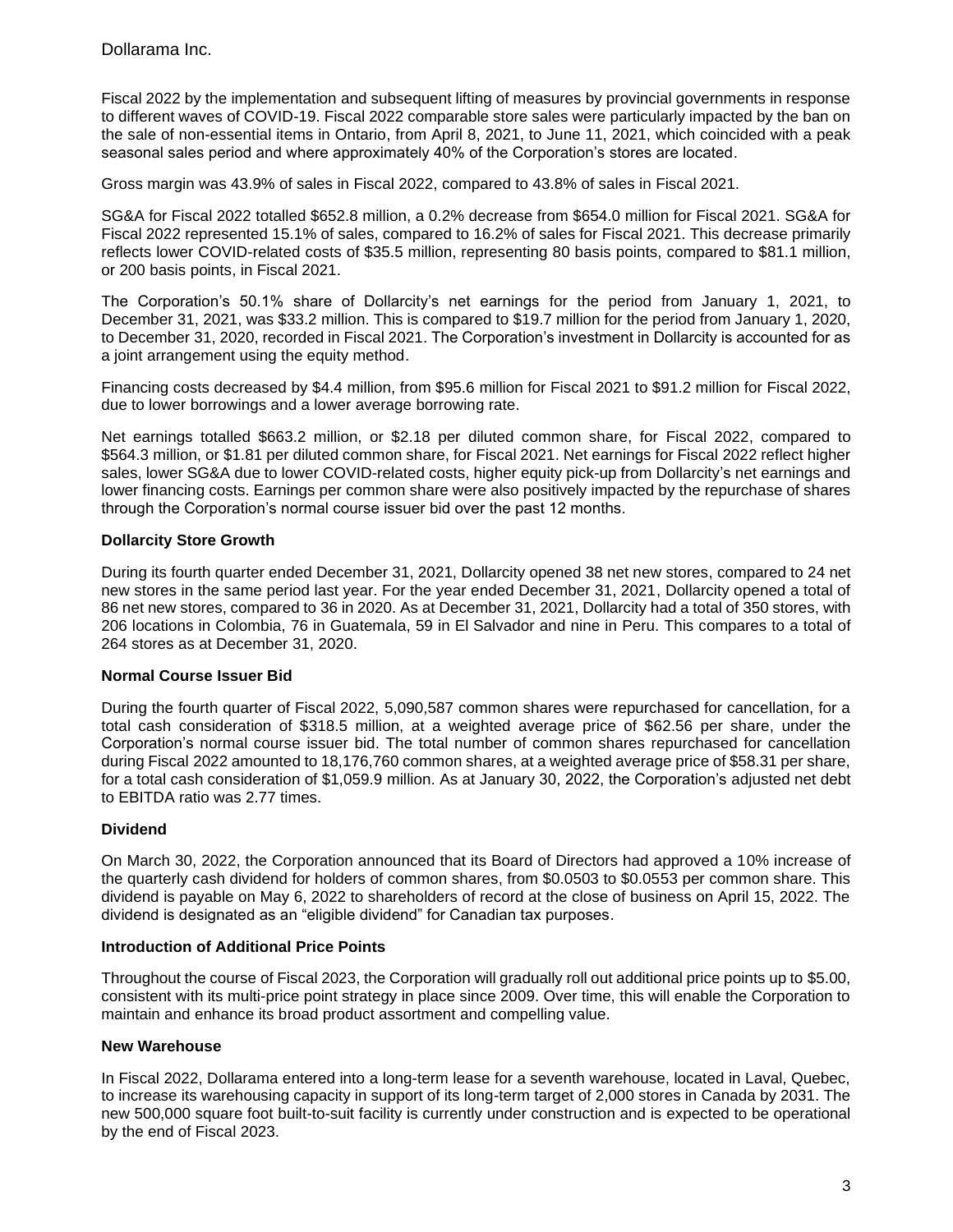Fiscal 2022 by the implementation and subsequent lifting of measures by provincial governments in response to different waves of COVID-19. Fiscal 2022 comparable store sales were particularly impacted by the ban on the sale of non-essential items in Ontario, from April 8, 2021, to June 11, 2021, which coincided with a peak seasonal sales period and where approximately 40% of the Corporation's stores are located.

Gross margin was 43.9% of sales in Fiscal 2022, compared to 43.8% of sales in Fiscal 2021.

SG&A for Fiscal 2022 totalled $652.8 million, a 0.2% decrease from $654.0 million for Fiscal 2021. SG&A for Fiscal 2022 represented 15.1% of sales, compared to 16.2% of sales for Fiscal 2021. This decrease primarily reflects lower COVID-related costs of $35.5 million, representing 80 basis points, compared to $81.1 million, or 200 basis points, in Fiscal 2021.

The Corporation's 50.1% share of Dollarcity's net earnings for the period from January 1, 2021, to December 31, 2021, was $33.2 million. This is compared to $19.7 million for the period from January 1, 2020, to December 31, 2020, recorded in Fiscal 2021. The Corporation's investment in Dollarcity is accounted for as a joint arrangement using the equity method.

Financing costs decreased by $4.4 million, from $95.6 million for Fiscal 2021 to $91.2 million for Fiscal 2022, due to lower borrowings and a lower average borrowing rate.

Net earnings totalled $663.2 million, or $2.18 per diluted common share, for Fiscal 2022, compared to $564.3 million, or $1.81 per diluted common share, for Fiscal 2021. Net earnings for Fiscal 2022 reflect higher sales, lower SG&A due to lower COVID-related costs, higher equity pick-up from Dollarcity's net earnings and lower financing costs. Earnings per common share were also positively impacted by the repurchase of shares through the Corporation's normal course issuer bid over the past 12 months.

**Dollarcity Store Growth**

During its fourth quarter ended December 31, 2021, Dollarcity opened 38 net new stores, compared to 24 net new stores in the same period last year. For the year ended December 31, 2021, Dollarcity opened a total of 86 net new stores, compared to 36 in 2020. As at December 31, 2021, Dollarcity had a total of 350 stores, with 206 locations in Colombia, 76 in Guatemala, 59 in El Salvador and nine in Peru. This compares to a total of 264 stores as at December 31, 2020.

**Normal Course Issuer Bid**

During the fourth quarter of Fiscal 2022, 5,090,587 common shares were repurchased for cancellation, for a total cash consideration of $318.5 million, at a weighted average price of $62.56 per share, under the Corporation's normal course issuer bid. The total number of common shares repurchased for cancellation during Fiscal 2022 amounted to 18,176,760 common shares, at a weighted average price of $58.31 per share, for a total cash consideration of $1,059.9 million. As at January 30, 2022, the Corporation's adjusted net debt to EBITDA ratio was 2.77 times.

**Dividend**

On March 30, 2022, the Corporation announced that its Board of Directors had approved a 10% increase of the quarterly cash dividend for holders of common shares, from $0.0503 to $0.0553 per common share. This dividend is payable on May 6, 2022 to shareholders of record at the close of business on April 15, 2022. The dividend is designated as an "eligible dividend" for Canadian tax purposes.

**Introduction of Additional Price Points**

Throughout the course of Fiscal 2023, the Corporation will gradually roll out additional price points up to $5.00, consistent with its multi-price point strategy in place since 2009. Over time, this will enable the Corporation to maintain and enhance its broad product assortment and compelling value.

**New Warehouse**

In Fiscal 2022, Dollarama entered into a long-term lease for a seventh warehouse, located in Laval, Quebec, to increase its warehousing capacity in support of its long-term target of 2,000 stores in Canada by 2031. The new 500,000 square foot built-to-suit facility is currently under construction and is expected to be operational by the end of Fiscal 2023.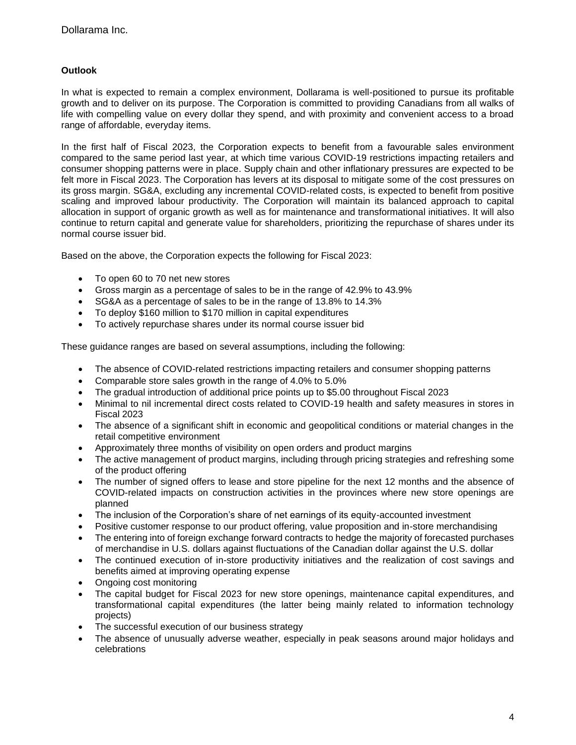### Outlook

In what is expected to remain a complex environment, Dollarama is well-positioned to pursue its profitable growth and to deliver on its purpose. The Corporation is committed to providing Canadians from all walks of life with compelling value on every dollar they spend, and with proximity and convenient access to a broad range of affordable, everyday items.

In the first half of Fiscal 2023, the Corporation expects to benefit from a favourable sales environment compared to the same period last year, at which time various COVID-19 restrictions impacting retailers and consumer shopping patterns were in place. Supply chain and other inflationary pressures are expected to be felt more in Fiscal 2023. The Corporation has levers at its disposal to mitigate some of the cost pressures on its gross margin. SG&A, excluding any incremental COVID-related costs, is expected to benefit from positive scaling and improved labour productivity. The Corporation will maintain its balanced approach to capital allocation in support of organic growth as well as for maintenance and transformational initiatives. It will also continue to return capital and generate value for shareholders, prioritizing the repurchase of shares under its normal course issuer bid.

Based on the above, the Corporation expects the following for Fiscal 2023:

- To open 60 to 70 net new stores
- Gross margin as a percentage of sales to be in the range of 42.9% to 43.9%
- SG&A as a percentage of sales to be in the range of 13.8% to 14.3%
- To deploy $160 million to $170 million in capital expenditures
- To actively repurchase shares under its normal course issuer bid

These guidance ranges are based on several assumptions, including the following:

- The absence of COVID-related restrictions impacting retailers and consumer shopping patterns
- Comparable store sales growth in the range of 4.0% to 5.0%
- The gradual introduction of additional price points up to $5.00 throughout Fiscal 2023
- Minimal to nil incremental direct costs related to COVID-19 health and safety measures in stores in Fiscal 2023
- The absence of a significant shift in economic and geopolitical conditions or material changes in the retail competitive environment
- Approximately three months of visibility on open orders and product margins
- The active management of product margins, including through pricing strategies and refreshing some of the product offering
- The number of signed offers to lease and store pipeline for the next 12 months and the absence of COVID-related impacts on construction activities in the provinces where new store openings are planned
- The inclusion of the Corporation's share of net earnings of its equity-accounted investment
- Positive customer response to our product offering, value proposition and in-store merchandising
- The entering into of foreign exchange forward contracts to hedge the majority of forecasted purchases of merchandise in U.S. dollars against fluctuations of the Canadian dollar against the U.S. dollar
- The continued execution of in-store productivity initiatives and the realization of cost savings and benefits aimed at improving operating expense
- Ongoing cost monitoring
- The capital budget for Fiscal 2023 for new store openings, maintenance capital expenditures, and transformational capital expenditures (the latter being mainly related to information technology projects)
- The successful execution of our business strategy
- The absence of unusually adverse weather, especially in peak seasons around major holidays and celebrations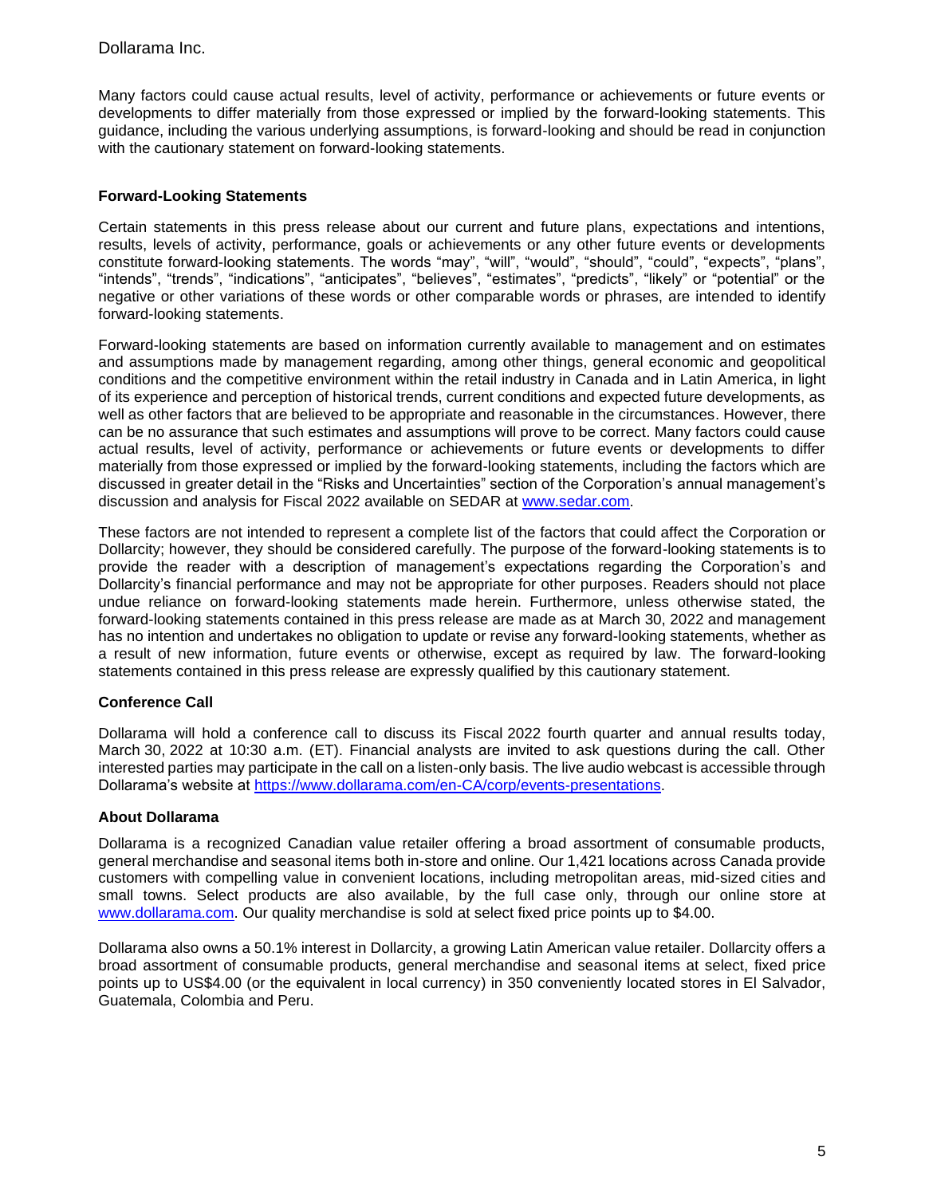Many factors could cause actual results, level of activity, performance or achievements or future events or developments to differ materially from those expressed or implied by the forward-looking statements. This guidance, including the various underlying assumptions, is forward-looking and should be read in conjunction with the cautionary statement on forward-looking statements.

**Forward-Looking Statements**

Certain statements in this press release about our current and future plans, expectations and intentions, results, levels of activity, performance, goals or achievements or any other future events or developments constitute forward-looking statements. The words "may", "will", "would", "should", "could", "expects", "plans", "intends", "trends", "indications", "anticipates", "believes", "estimates", "predicts", "likely" or "potential" or the negative or other variations of these words or other comparable words or phrases, are intended to identify forward-looking statements.

Forward-looking statements are based on information currently available to management and on estimates and assumptions made by management regarding, among other things, general economic and geopolitical conditions and the competitive environment within the retail industry in Canada and in Latin America, in light of its experience and perception of historical trends, current conditions and expected future developments, as well as other factors that are believed to be appropriate and reasonable in the circumstances. However, there can be no assurance that such estimates and assumptions will prove to be correct. Many factors could cause actual results, level of activity, performance or achievements or future events or developments to differ materially from those expressed or implied by the forward-looking statements, including the factors which are discussed in greater detail in the "Risks and Uncertainties" section of the Corporation's annual management's discussion and analysis for Fiscal 2022 available on SEDAR at www.sedar.com.

These factors are not intended to represent a complete list of the factors that could affect the Corporation or Dollarcity; however, they should be considered carefully. The purpose of the forward-looking statements is to provide the reader with a description of management's expectations regarding the Corporation's and Dollarcity's financial performance and may not be appropriate for other purposes. Readers should not place undue reliance on forward-looking statements made herein. Furthermore, unless otherwise stated, the forward-looking statements contained in this press release are made as at March 30, 2022 and management has no intention and undertakes no obligation to update or revise any forward-looking statements, whether as a result of new information, future events or otherwise, except as required by law. The forward-looking statements contained in this press release are expressly qualified by this cautionary statement.

**Conference Call**

Dollarama will hold a conference call to discuss its Fiscal 2022 fourth quarter and annual results today, March 30, 2022 at 10:30 a.m. (ET). Financial analysts are invited to ask questions during the call. Other interested parties may participate in the call on a listen-only basis. The live audio webcast is accessible through Dollarama's website at https://www.dollarama.com/en-CA/corp/events-presentations.

**About Dollarama**

Dollarama is a recognized Canadian value retailer offering a broad assortment of consumable products, general merchandise and seasonal items both in-store and online. Our 1,421 locations across Canada provide customers with compelling value in convenient locations, including metropolitan areas, mid-sized cities and small towns. Select products are also available, by the full case only, through our online store at www.dollarama.com. Our quality merchandise is sold at select fixed price points up to $4.00.

Dollarama also owns a 50.1% interest in Dollarcity, a growing Latin American value retailer. Dollarcity offers a broad assortment of consumable products, general merchandise and seasonal items at select, fixed price points up to US$4.00 (or the equivalent in local currency) in 350 conveniently located stores in El Salvador, Guatemala, Colombia and Peru.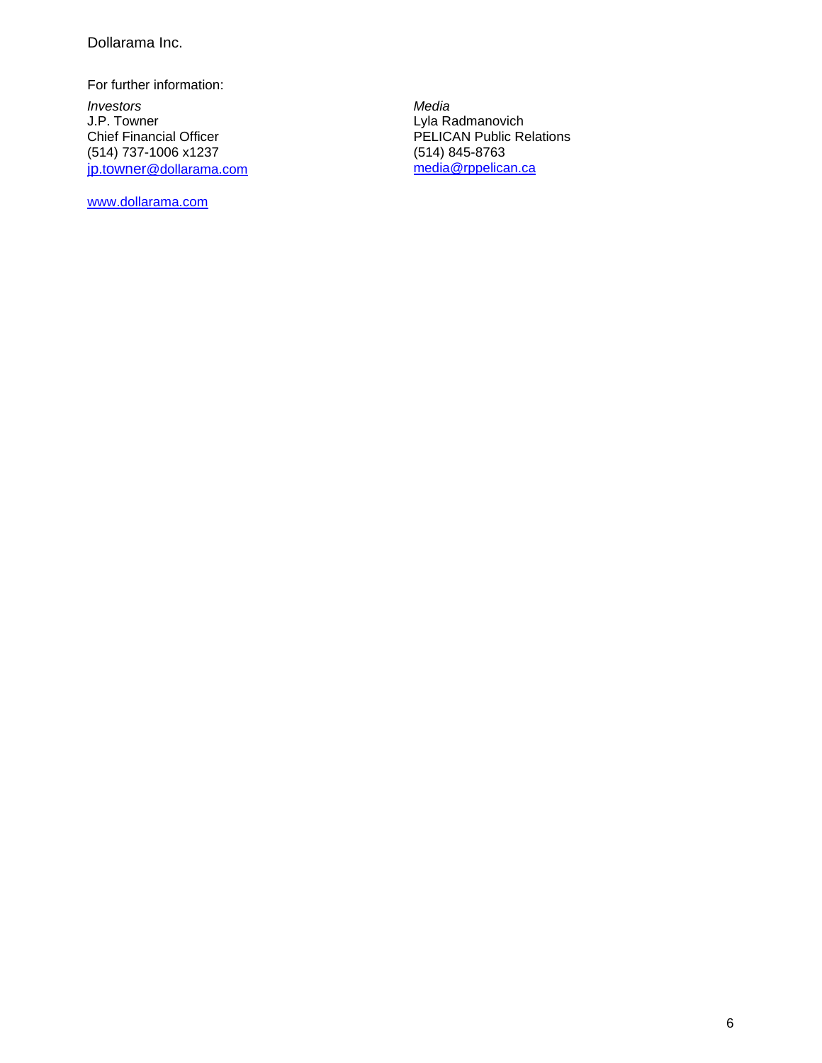Dollarama Inc.

For further information:

*Investors*
J.P. Towner
Chief Financial Officer
(514) 737-1006 x1237
jp.towner@dollarama.com

*Media*
Lyla Radmanovich
PELICAN Public Relations
(514) 845-8763
media@rppelican.ca

www.dollarama.com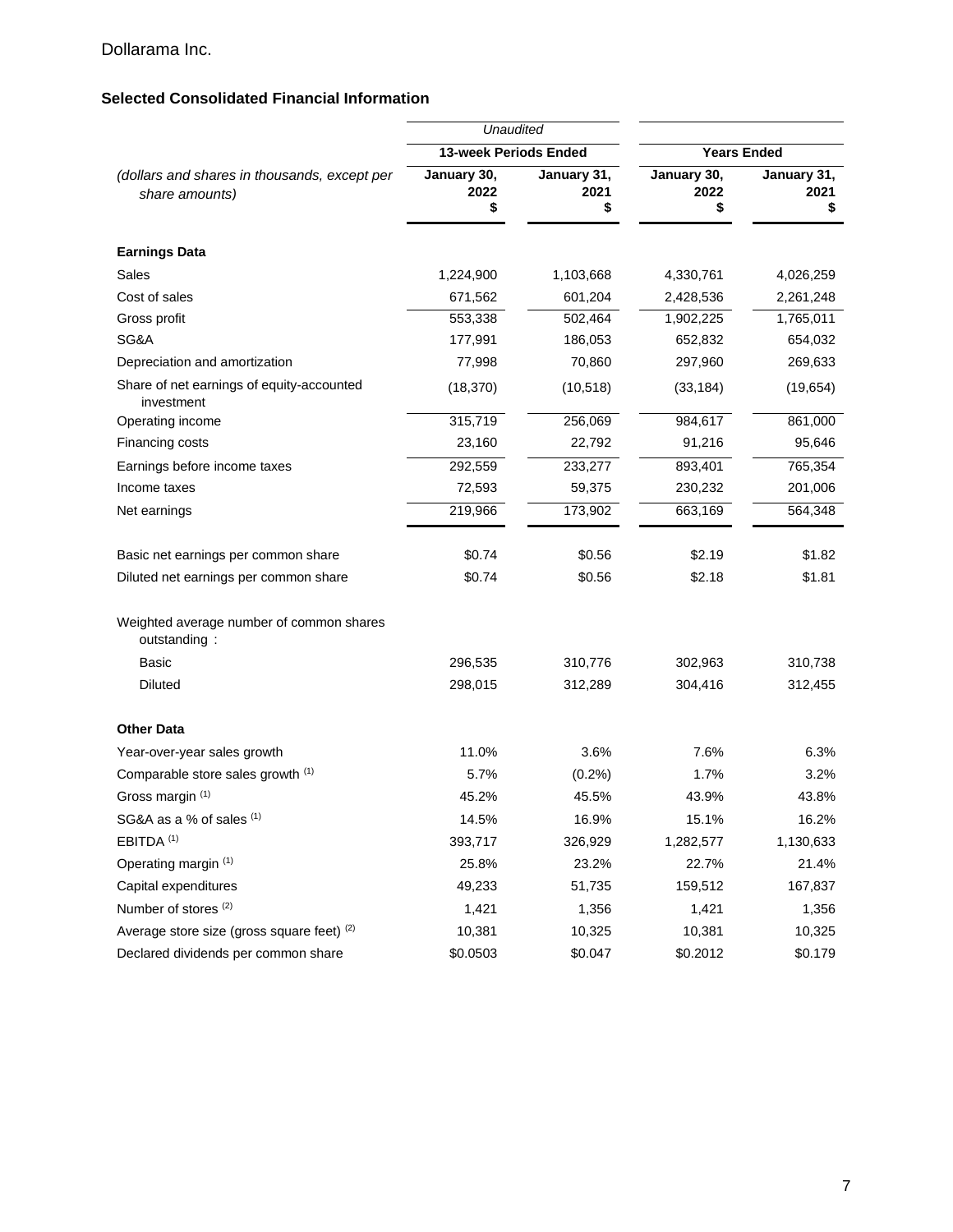Dollarama Inc.

## Selected Consolidated Financial Information

| *(dollars and shares in thousands, except per share amounts)* | *Unaudited* 13-week Periods Ended | | Years Ended | |
|---|---|---|---|---|
| | **January 30, 2022 $** | **January 31, 2021 $** | **January 30, 2022 $** | **January 31, 2021 $** |
| **Earnings Data** | | | | |
| Sales | 1,224,900 | 1,103,668 | 4,330,761 | 4,026,259 |
| Cost of sales | 671,562 | 601,204 | 2,428,536 | 2,261,248 |
| Gross profit | 553,338 | 502,464 | 1,902,225 | 1,765,011 |
| SG&A | 177,991 | 186,053 | 652,832 | 654,032 |
| Depreciation and amortization | 77,998 | 70,860 | 297,960 | 269,633 |
| Share of net earnings of equity-accounted investment | (18,370) | (10,518) | (33,184) | (19,654) |
| Operating income | 315,719 | 256,069 | 984,617 | 861,000 |
| Financing costs | 23,160 | 22,792 | 91,216 | 95,646 |
| Earnings before income taxes | 292,559 | 233,277 | 893,401 | 765,354 |
| Income taxes | 72,593 | 59,375 | 230,232 | 201,006 |
| Net earnings | 219,966 | 173,902 | 663,169 | 564,348 |
| Basic net earnings per common share | $0.74 | $0.56 | $2.19 | $1.82 |
| Diluted net earnings per common share | $0.74 | $0.56 | $2.18 | $1.81 |
| Weighted average number of common shares outstanding : | | | | |
| Basic | 296,535 | 310,776 | 302,963 | 310,738 |
| Diluted | 298,015 | 312,289 | 304,416 | 312,455 |
| **Other Data** | | | | |
| Year-over-year sales growth | 11.0% | 3.6% | 7.6% | 6.3% |
| Comparable store sales growth [(1)] | 5.7% | (0.2%) | 1.7% | 3.2% |
| Gross margin [(1)] | 45.2% | 45.5% | 43.9% | 43.8% |
| SG&A as a % of sales [(1)] | 14.5% | 16.9% | 15.1% | 16.2% |
| EBITDA [(1)] | 393,717 | 326,929 | 1,282,577 | 1,130,633 |
| Operating margin [(1)] | 25.8% | 23.2% | 22.7% | 21.4% |
| Capital expenditures | 49,233 | 51,735 | 159,512 | 167,837 |
| Number of stores [(2)] | 1,421 | 1,356 | 1,421 | 1,356 |
| Average store size (gross square feet) [(2)] | 10,381 | 10,325 | 10,381 | 10,325 |
| Declared dividends per common share | $0.0503 | $0.047 | $0.2012 | $0.179 |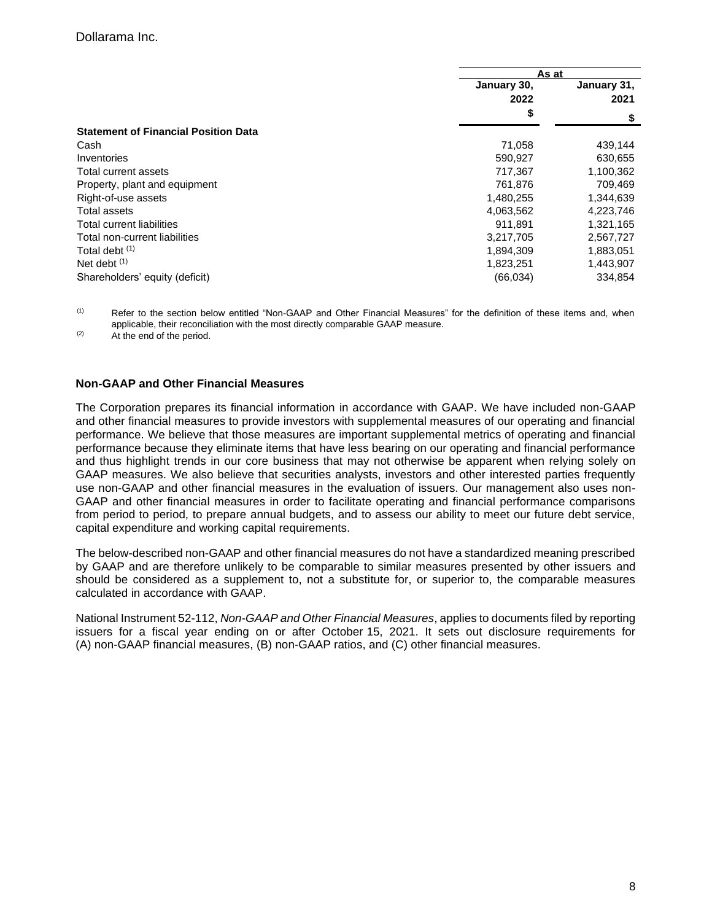|  | As at |  |
|---|---|---|
|  | January 30, 2022 | January 31, 2021 |
|  | $ | $ |
| **Statement of Financial Position Data** |  |  |
| Cash | 71,058 | 439,144 |
| Inventories | 590,927 | 630,655 |
| Total current assets | 717,367 | 1,100,362 |
| Property, plant and equipment | 761,876 | 709,469 |
| Right-of-use assets | 1,480,255 | 1,344,639 |
| Total assets | 4,063,562 | 4,223,746 |
| Total current liabilities | 911,891 | 1,321,165 |
| Total non-current liabilities | 3,217,705 | 2,567,727 |
| Total debt [(1)] | 1,894,309 | 1,883,051 |
| Net debt [(1)] | 1,823,251 | 1,443,907 |
| Shareholders' equity (deficit) | (66,034) | 334,854 |

[(1)] Refer to the section below entitled "Non-GAAP and Other Financial Measures" for the definition of these items and, when applicable, their reconciliation with the most directly comparable GAAP measure.

[(2)] At the end of the period.

**Non-GAAP and Other Financial Measures**

The Corporation prepares its financial information in accordance with GAAP. We have included non-GAAP and other financial measures to provide investors with supplemental measures of our operating and financial performance. We believe that those measures are important supplemental metrics of operating and financial performance because they eliminate items that have less bearing on our operating and financial performance and thus highlight trends in our core business that may not otherwise be apparent when relying solely on GAAP measures. We also believe that securities analysts, investors and other interested parties frequently use non-GAAP and other financial measures in the evaluation of issuers. Our management also uses non-GAAP and other financial measures in order to facilitate operating and financial performance comparisons from period to period, to prepare annual budgets, and to assess our ability to meet our future debt service, capital expenditure and working capital requirements.

The below-described non-GAAP and other financial measures do not have a standardized meaning prescribed by GAAP and are therefore unlikely to be comparable to similar measures presented by other issuers and should be considered as a supplement to, not a substitute for, or superior to, the comparable measures calculated in accordance with GAAP.

National Instrument 52-112, *Non-GAAP and Other Financial Measures*, applies to documents filed by reporting issuers for a fiscal year ending on or after October 15, 2021. It sets out disclosure requirements for (A) non-GAAP financial measures, (B) non-GAAP ratios, and (C) other financial measures.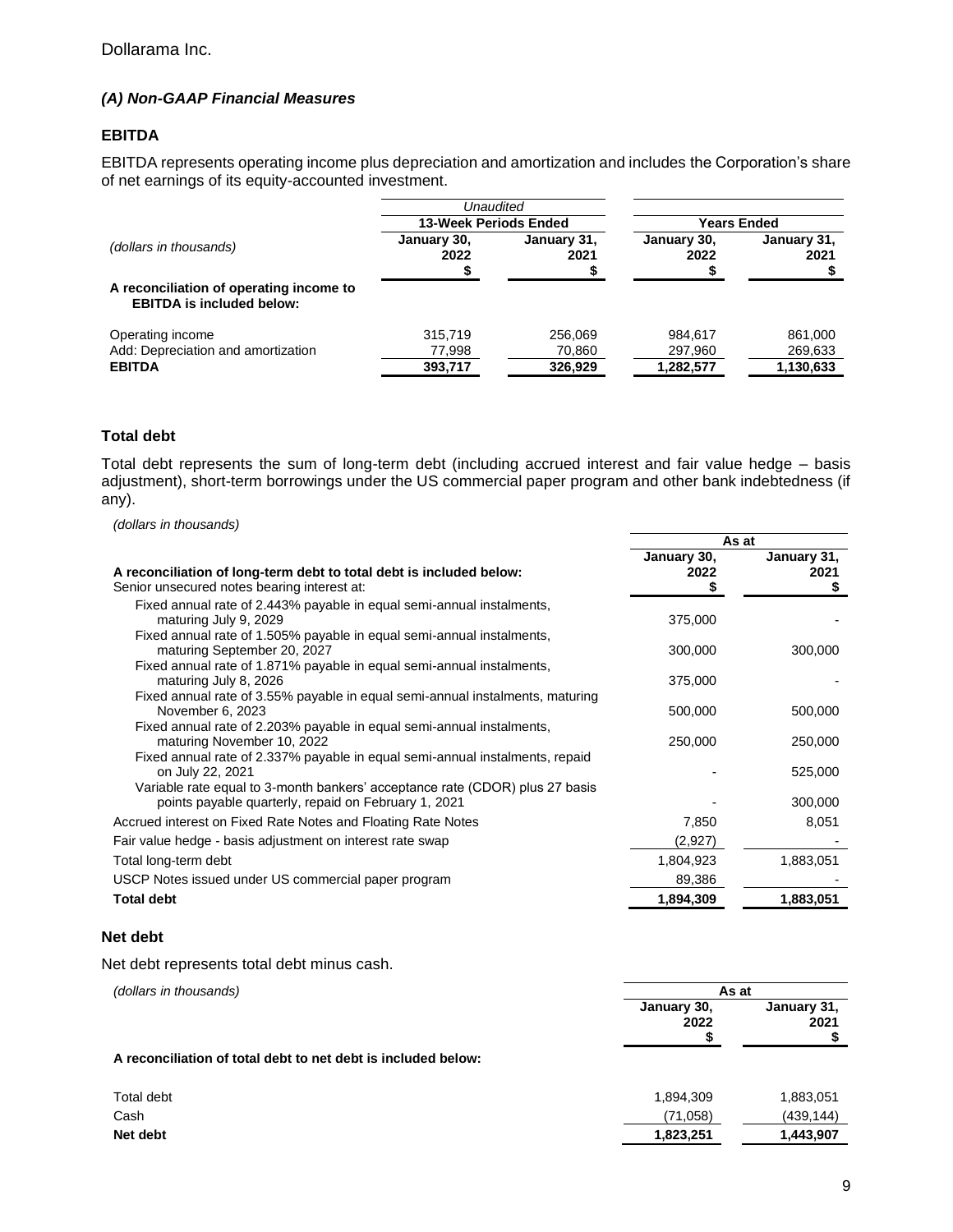### *(A) Non-GAAP Financial Measures*

#### EBITDA

EBITDA represents operating income plus depreciation and amortization and includes the Corporation's share of net earnings of its equity-accounted investment.

| | *Unaudited* | | | |
|---|---|---|---|---|
| | **13-Week Periods Ended** | | **Years Ended** | |
| *(dollars in thousands)* | **January 30, 2022 $** | **January 31, 2021 $** | **January 30, 2022 $** | **January 31, 2021 $** |
| **A reconciliation of operating income to EBITDA is included below:** | | | | |
| Operating income | 315,719 | 256,069 | 984,617 | 861,000 |
| Add: Depreciation and amortization | 77,998 | 70,860 | 297,960 | 269,633 |
| **EBITDA** | **393,717** | **326,929** | **1,282,577** | **1,130,633** |

#### Total debt

Total debt represents the sum of long-term debt (including accrued interest and fair value hedge – basis adjustment), short-term borrowings under the US commercial paper program and other bank indebtedness (if any).

*(dollars in thousands)*

| | **As at** | |
|---|---|---|
| **A reconciliation of long-term debt to total debt is included below:** | **January 30, 2022 $** | **January 31, 2021 $** |
| Senior unsecured notes bearing interest at: | | |
| Fixed annual rate of 2.443% payable in equal semi-annual instalments, maturing July 9, 2029 | 375,000 | - |
| Fixed annual rate of 1.505% payable in equal semi-annual instalments, maturing September 20, 2027 | 300,000 | 300,000 |
| Fixed annual rate of 1.871% payable in equal semi-annual instalments, maturing July 8, 2026 | 375,000 | - |
| Fixed annual rate of 3.55% payable in equal semi-annual instalments, maturing November 6, 2023 | 500,000 | 500,000 |
| Fixed annual rate of 2.203% payable in equal semi-annual instalments, maturing November 10, 2022 | 250,000 | 250,000 |
| Fixed annual rate of 2.337% payable in equal semi-annual instalments, repaid on July 22, 2021 | - | 525,000 |
| Variable rate equal to 3-month bankers' acceptance rate (CDOR) plus 27 basis points payable quarterly, repaid on February 1, 2021 | - | 300,000 |
| Accrued interest on Fixed Rate Notes and Floating Rate Notes | 7,850 | 8,051 |
| Fair value hedge - basis adjustment on interest rate swap | (2,927) | - |
| Total long-term debt | 1,804,923 | 1,883,051 |
| USCP Notes issued under US commercial paper program | 89,386 | - |
| **Total debt** | **1,894,309** | **1,883,051** |

#### Net debt

Net debt represents total debt minus cash.

| *(dollars in thousands)* | **As at** | |
|---|---|---|
| | **January 30, 2022 $** | **January 31, 2021 $** |
| **A reconciliation of total debt to net debt is included below:** | | |
| Total debt | 1,894,309 | 1,883,051 |
| Cash | (71,058) | (439,144) |
| **Net debt** | **1,823,251** | **1,443,907** |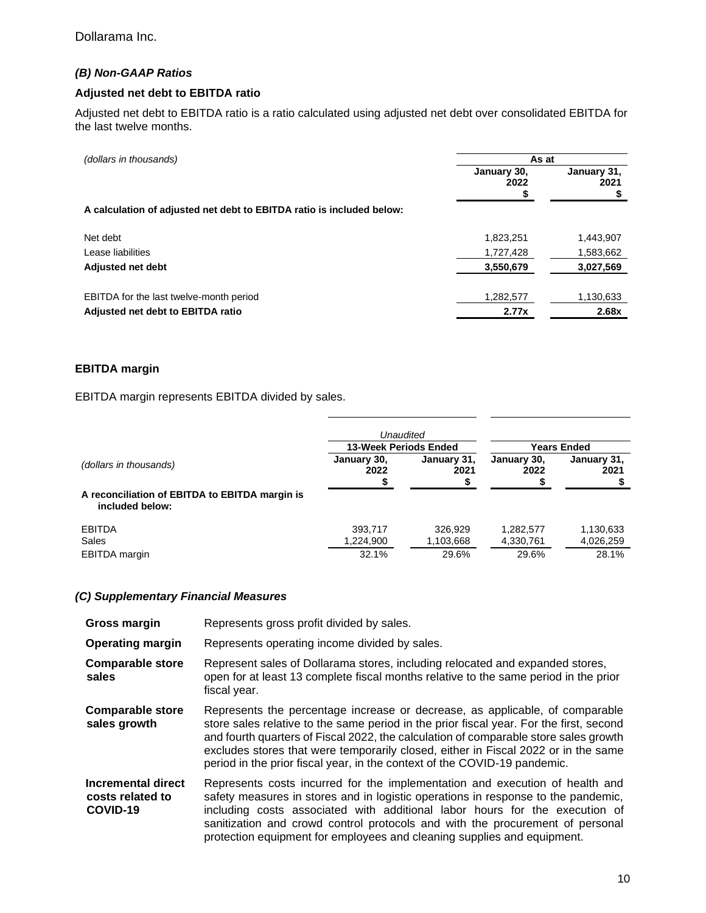### *(B) Non-GAAP Ratios*

#### Adjusted net debt to EBITDA ratio

Adjusted net debt to EBITDA ratio is a ratio calculated using adjusted net debt over consolidated EBITDA for the last twelve months.

| *(dollars in thousands)* | As at | |
|---|---|---|
| | **January 30, 2022 $** | **January 31, 2021 $** |
| **A calculation of adjusted net debt to EBITDA ratio is included below:** | | |
| Net debt | 1,823,251 | 1,443,907 |
| Lease liabilities | 1,727,428 | 1,583,662 |
| **Adjusted net debt** | **3,550,679** | **3,027,569** |
| EBITDA for the last twelve-month period | 1,282,577 | 1,130,633 |
| **Adjusted net debt to EBITDA ratio** | **2.77x** | **2.68x** |

#### EBITDA margin

EBITDA margin represents EBITDA divided by sales.

| | *Unaudited* 13-Week Periods Ended | | Years Ended | |
|---|---|---|---|---|
| *(dollars in thousands)* | **January 30, 2022 $** | **January 31, 2021 $** | **January 30, 2022 $** | **January 31, 2021 $** |
| **A reconciliation of EBITDA to EBITDA margin is included below:** | | | | |
| EBITDA | 393,717 | 326,929 | 1,282,577 | 1,130,633 |
| Sales | 1,224,900 | 1,103,668 | 4,330,761 | 4,026,259 |
| EBITDA margin | 32.1% | 29.6% | 29.6% | 28.1% |

### *(C) Supplementary Financial Measures*

| | |
|---|---|
| **Gross margin** | Represents gross profit divided by sales. |
| **Operating margin** | Represents operating income divided by sales. |
| **Comparable store sales** | Represent sales of Dollarama stores, including relocated and expanded stores, open for at least 13 complete fiscal months relative to the same period in the prior fiscal year. |
| **Comparable store sales growth** | Represents the percentage increase or decrease, as applicable, of comparable store sales relative to the same period in the prior fiscal year. For the first, second and fourth quarters of Fiscal 2022, the calculation of comparable store sales growth excludes stores that were temporarily closed, either in Fiscal 2022 or in the same period in the prior fiscal year, in the context of the COVID-19 pandemic. |
| **Incremental direct costs related to COVID-19** | Represents costs incurred for the implementation and execution of health and safety measures in stores and in logistic operations in response to the pandemic, including costs associated with additional labor hours for the execution of sanitization and crowd control protocols and with the procurement of personal protection equipment for employees and cleaning supplies and equipment. |